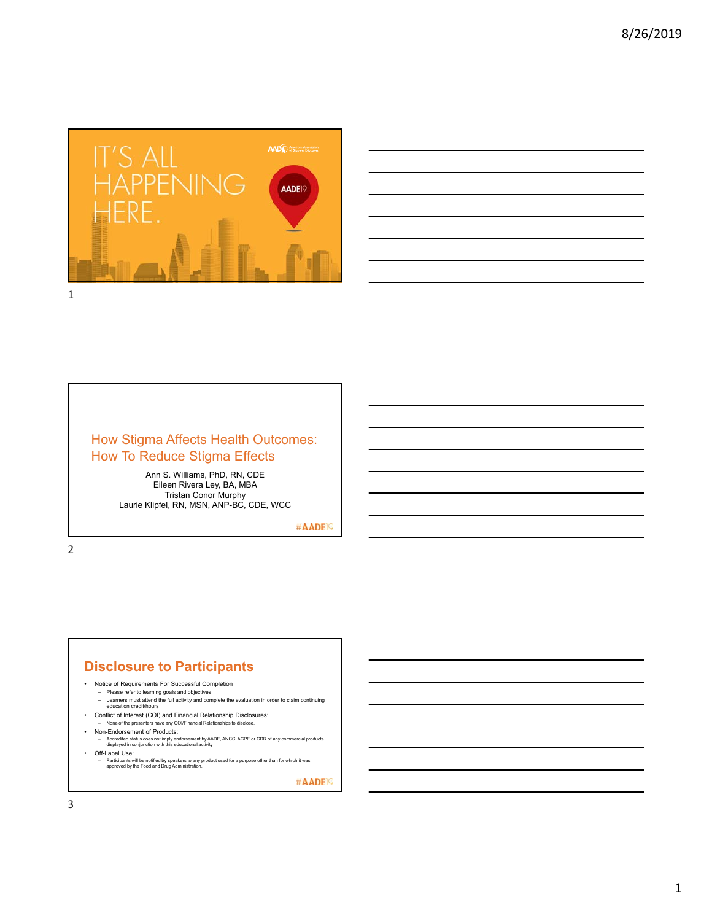IT'S ALL HAPPENING HERE.

AADE19

## How Stigma Affects Health Outcomes: How To Reduce Stigma Effects

Ann S. Williams, PhD, RN, CDE
Eileen Rivera Ley, BA, MBA
Tristan Conor Murphy
Laurie Klipfel, RN, MSN, ANP-BC, CDE, WCC

#AADE19

## Disclosure to Participants

- Notice of Requirements For Successful Completion
  - Please refer to learning goals and objectives
  - Learners must attend the full activity and complete the evaluation in order to claim continuing education credit/hours
- Conflict of Interest (COI) and Financial Relationship Disclosures:
  - None of the presenters have any COI/Financial Relationships to disclose.
- Non-Endorsement of Products:
  - Accredited status does not imply endorsement by AADE, ANCC, ACPE or CDR of any commercial products displayed in conjunction with this educational activity
- Off-Label Use:
  - Participants will be notified by speakers to any product used for a purpose other than for which it was approved by the Food and Drug Administration.

#AADE19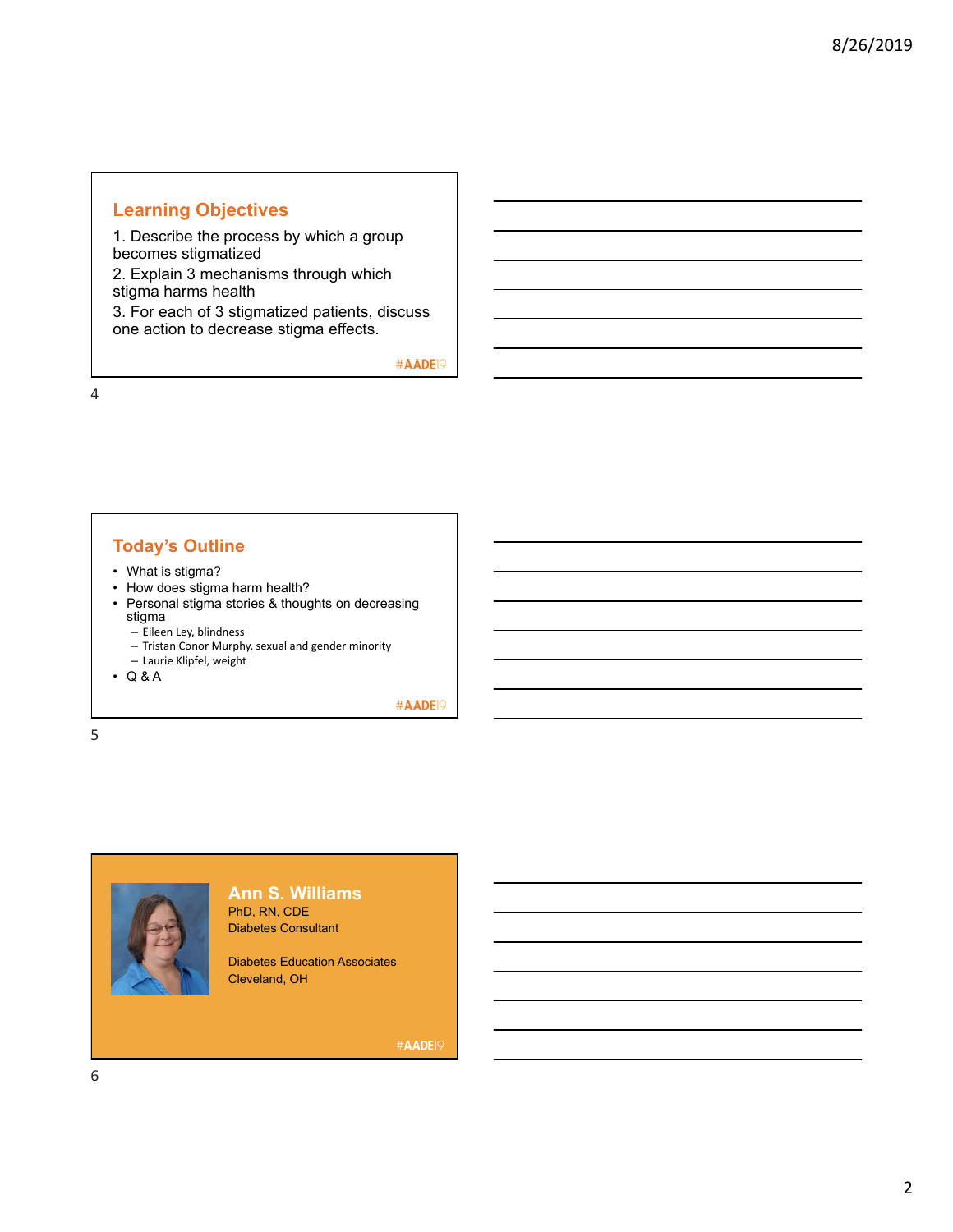## Learning Objectives

1. Describe the process by which a group becomes stigmatized
2. Explain 3 mechanisms through which stigma harms health
3. For each of 3 stigmatized patients, discuss one action to decrease stigma effects.

#AADE19

## Today's Outline

- What is stigma?
- How does stigma harm health?
- Personal stigma stories & thoughts on decreasing stigma
  - Eileen Ley, blindness
  - Tristan Conor Murphy, sexual and gender minority
  - Laurie Klipfel, weight
- Q & A

#AADE19

## Ann S. Williams

PhD, RN, CDE
Diabetes Consultant

Diabetes Education Associates
Cleveland, OH

#AADE19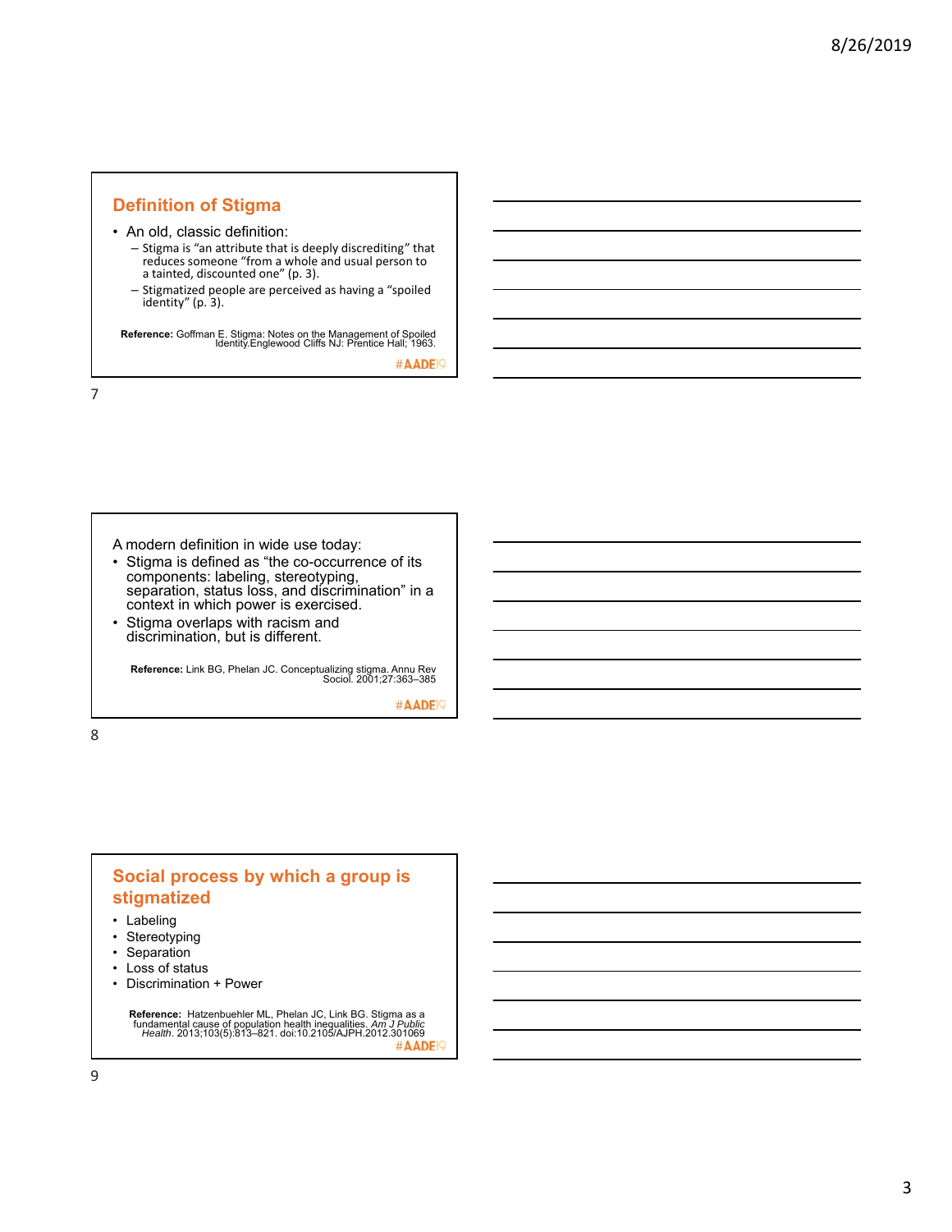## Definition of Stigma

- An old, classic definition:
  - Stigma is "an attribute that is deeply discrediting" that reduces someone "from a whole and usual person to a tainted, discounted one" (p. 3).
  - Stigmatized people are perceived as having a "spoiled identity" (p. 3).

**Reference:** Goffman E. Stigma: Notes on the Management of Spoiled Identity.Englewood Cliffs NJ: Prentice Hall; 1963.

#AADE19

A modern definition in wide use today:

- Stigma is defined as "the co-occurrence of its components: labeling, stereotyping, separation, status loss, and discrimination" in a context in which power is exercised.
- Stigma overlaps with racism and discrimination, but is different.

**Reference:** Link BG, Phelan JC. Conceptualizing stigma. Annu Rev Sociol. 2001;27:363–385

#AADE19

## Social process by which a group is stigmatized

- Labeling
- Stereotyping
- Separation
- Loss of status
- Discrimination + Power

**Reference:** Hatzenbuehler ML, Phelan JC, Link BG. Stigma as a fundamental cause of population health inequalities. *Am J Public Health*. 2013;103(5):813–821. doi:10.2105/AJPH.2012.301069

#AADE19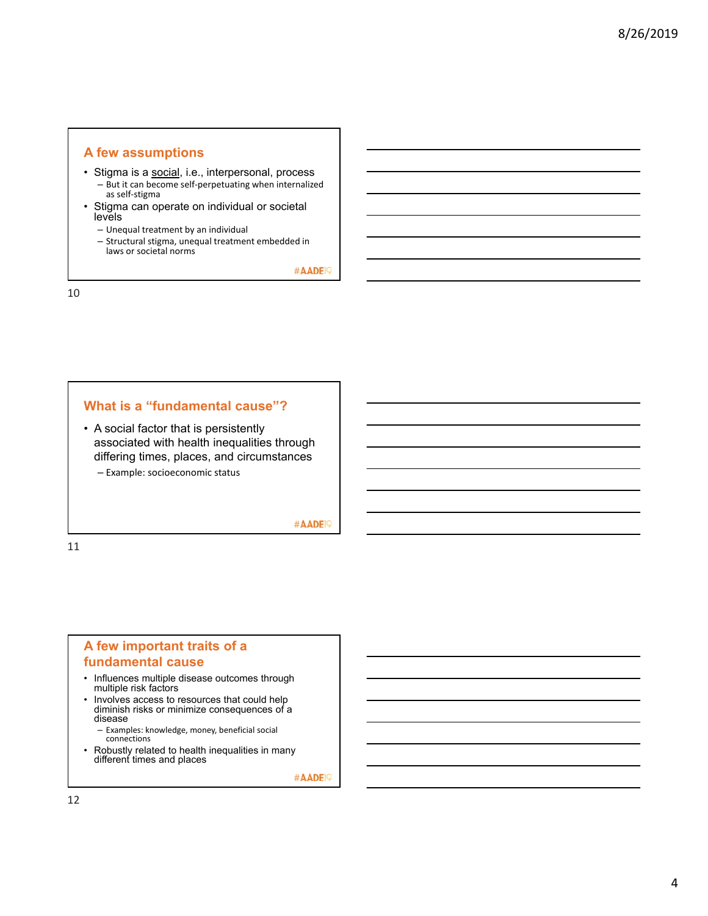## A few assumptions

- Stigma is a <u>social</u>, i.e., interpersonal, process
  - But it can become self-perpetuating when internalized as self-stigma
- Stigma can operate on individual or societal levels
  - Unequal treatment by an individual
  - Structural stigma, unequal treatment embedded in laws or societal norms

#AADE19

## What is a "fundamental cause"?

- A social factor that is persistently associated with health inequalities through differing times, places, and circumstances
  - Example: socioeconomic status

#AADE19

## A few important traits of a fundamental cause

- Influences multiple disease outcomes through multiple risk factors
- Involves access to resources that could help diminish risks or minimize consequences of a disease
  - Examples: knowledge, money, beneficial social connections
- Robustly related to health inequalities in many different times and places

#AADE19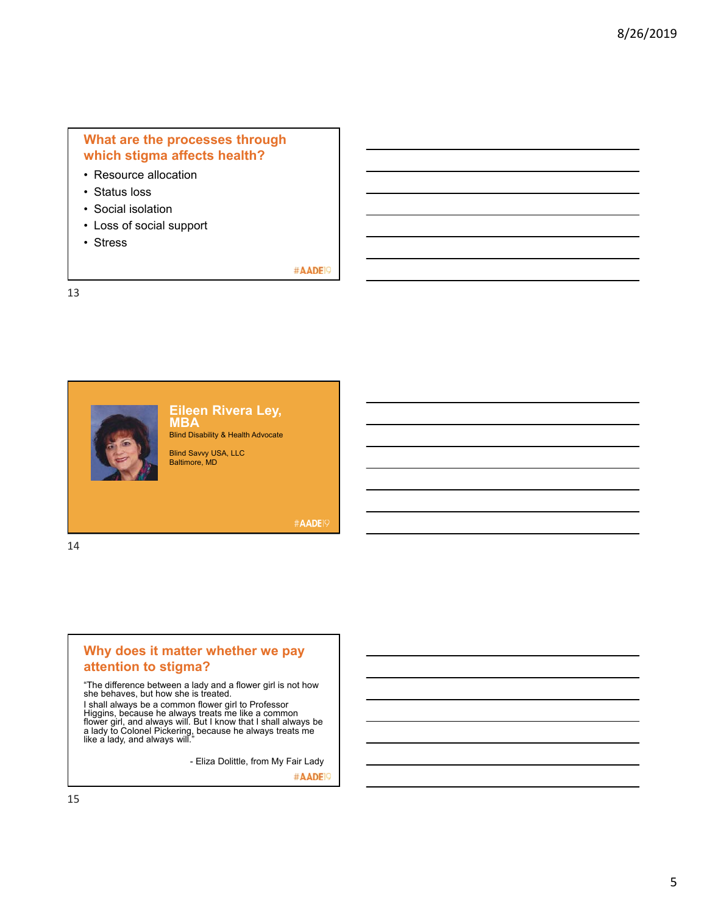## What are the processes through which stigma affects health?

- Resource allocation
- Status loss
- Social isolation
- Loss of social support
- Stress

#AADE19

## Eileen Rivera Ley, MBA

Blind Disability & Health Advocate

Blind Savvy USA, LLC
Baltimore, MD

#AADE19

## Why does it matter whether we pay attention to stigma?

"The difference between a lady and a flower girl is not how she behaves, but how she is treated.
I shall always be a common flower girl to Professor Higgins, because he always treats me like a common flower girl, and always will. But I know that I shall always be a lady to Colonel Pickering, because he always treats me like a lady, and always will."

- Eliza Dolittle, from My Fair Lady

#AADE19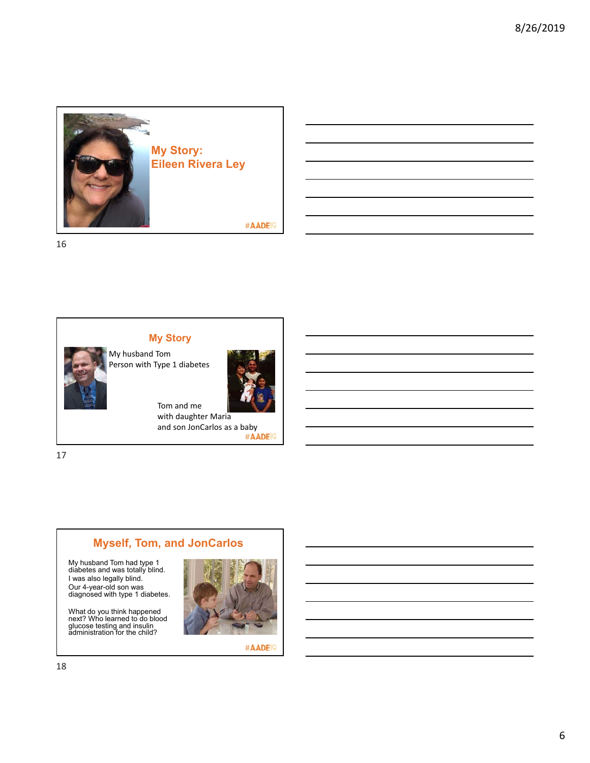## My Story: Eileen Rivera Ley

#AADE19

## My Story

My husband Tom
Person with Type 1 diabetes

Tom and me
with daughter Maria
and son JonCarlos as a baby

#AADE19

## Myself, Tom, and JonCarlos

My husband Tom had type 1 diabetes and was totally blind.
I was also legally blind.
Our 4-year-old son was diagnosed with type 1 diabetes.

What do you think happened next? Who learned to do blood glucose testing and insulin administration for the child?

#AADE19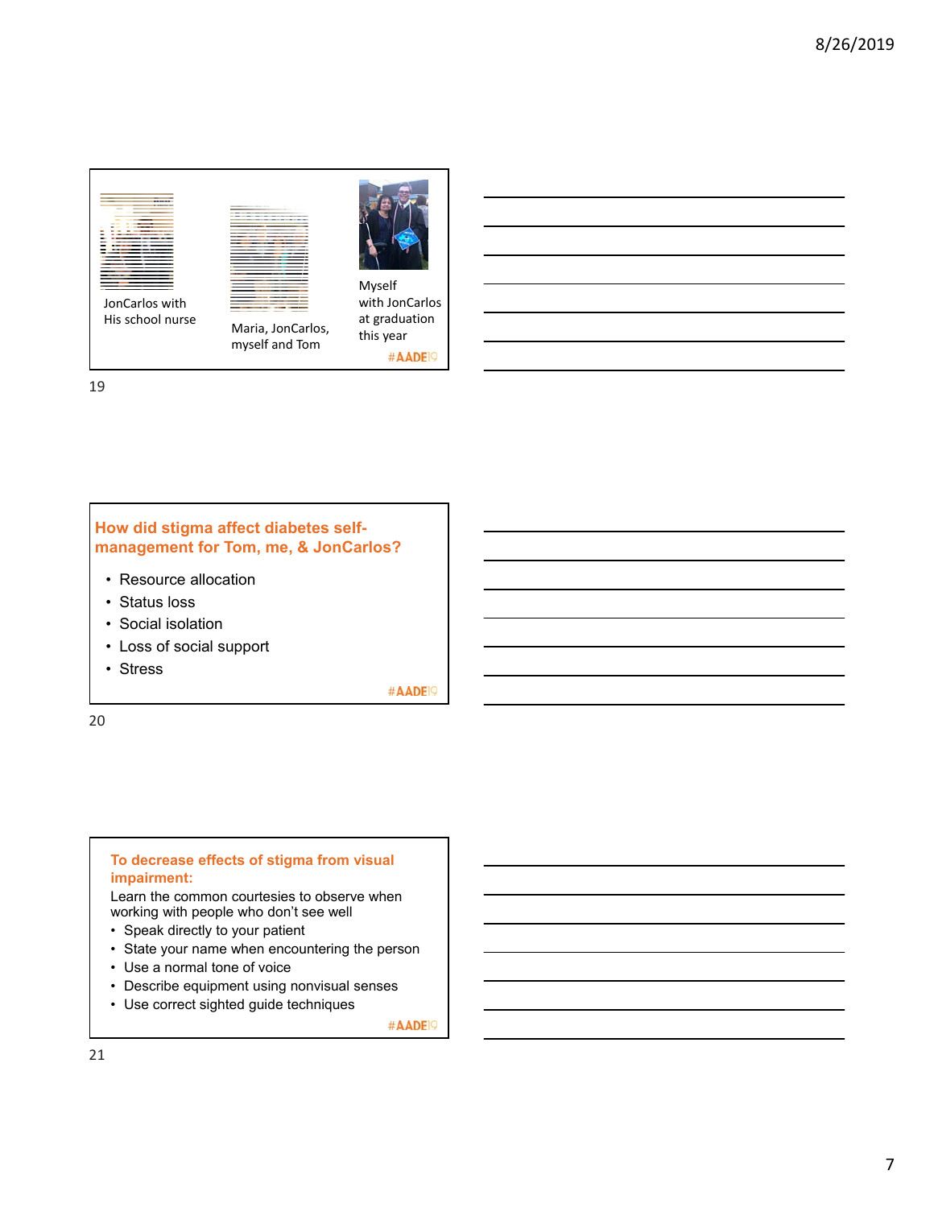JonCarlos with His school nurse

Maria, JonCarlos, myself and Tom

Myself with JonCarlos at graduation this year

#AADE19

## How did stigma affect diabetes self-management for Tom, me, & JonCarlos?

- Resource allocation
- Status loss
- Social isolation
- Loss of social support
- Stress

#AADE19

## To decrease effects of stigma from visual impairment:

Learn the common courtesies to observe when working with people who don't see well

- Speak directly to your patient
- State your name when encountering the person
- Use a normal tone of voice
- Describe equipment using nonvisual senses
- Use correct sighted guide techniques

#AADE19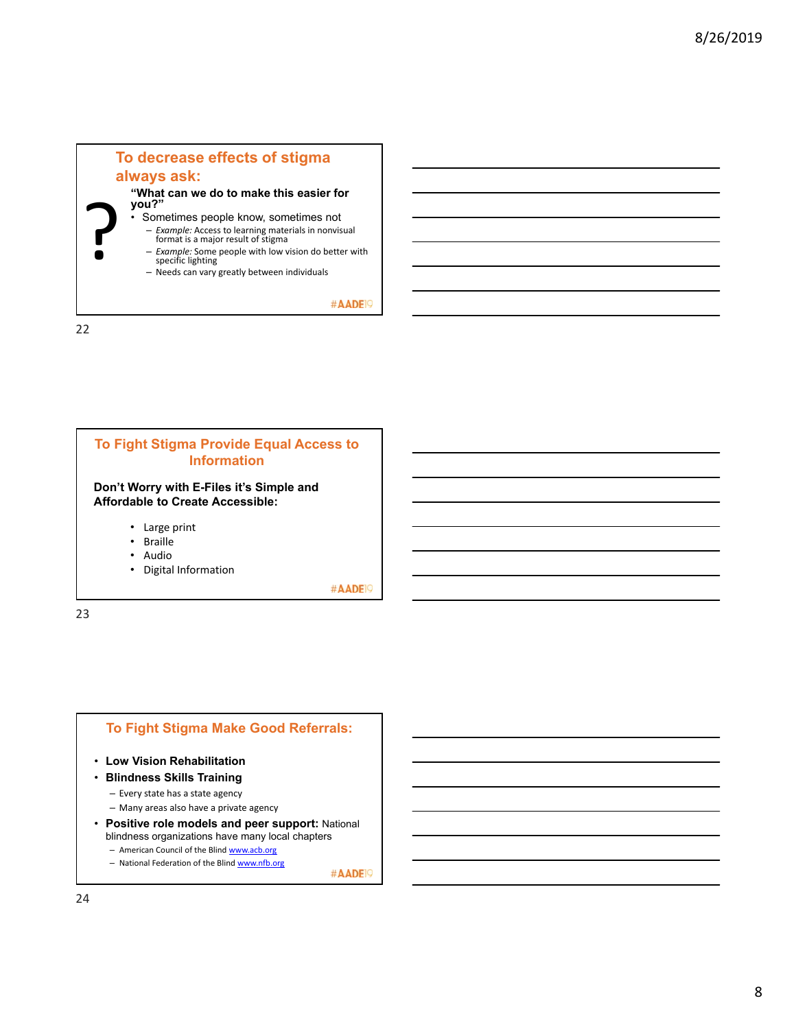## To decrease effects of stigma always ask:

**"What can we do to make this easier for you?"**

- Sometimes people know, sometimes not
  - *Example:* Access to learning materials in nonvisual format is a major result of stigma
  - *Example:* Some people with low vision do better with specific lighting
  - Needs can vary greatly between individuals

#AADE19

## To Fight Stigma Provide Equal Access to Information

**Don't Worry with E-Files it's Simple and Affordable to Create Accessible:**

- Large print
- Braille
- Audio
- Digital Information

#AADE19

## To Fight Stigma Make Good Referrals:

- **Low Vision Rehabilitation**
- **Blindness Skills Training**
  - Every state has a state agency
  - Many areas also have a private agency
- **Positive role models and peer support:** National blindness organizations have many local chapters
  - American Council of the Blind www.acb.org
  - National Federation of the Blind www.nfb.org

#AADE19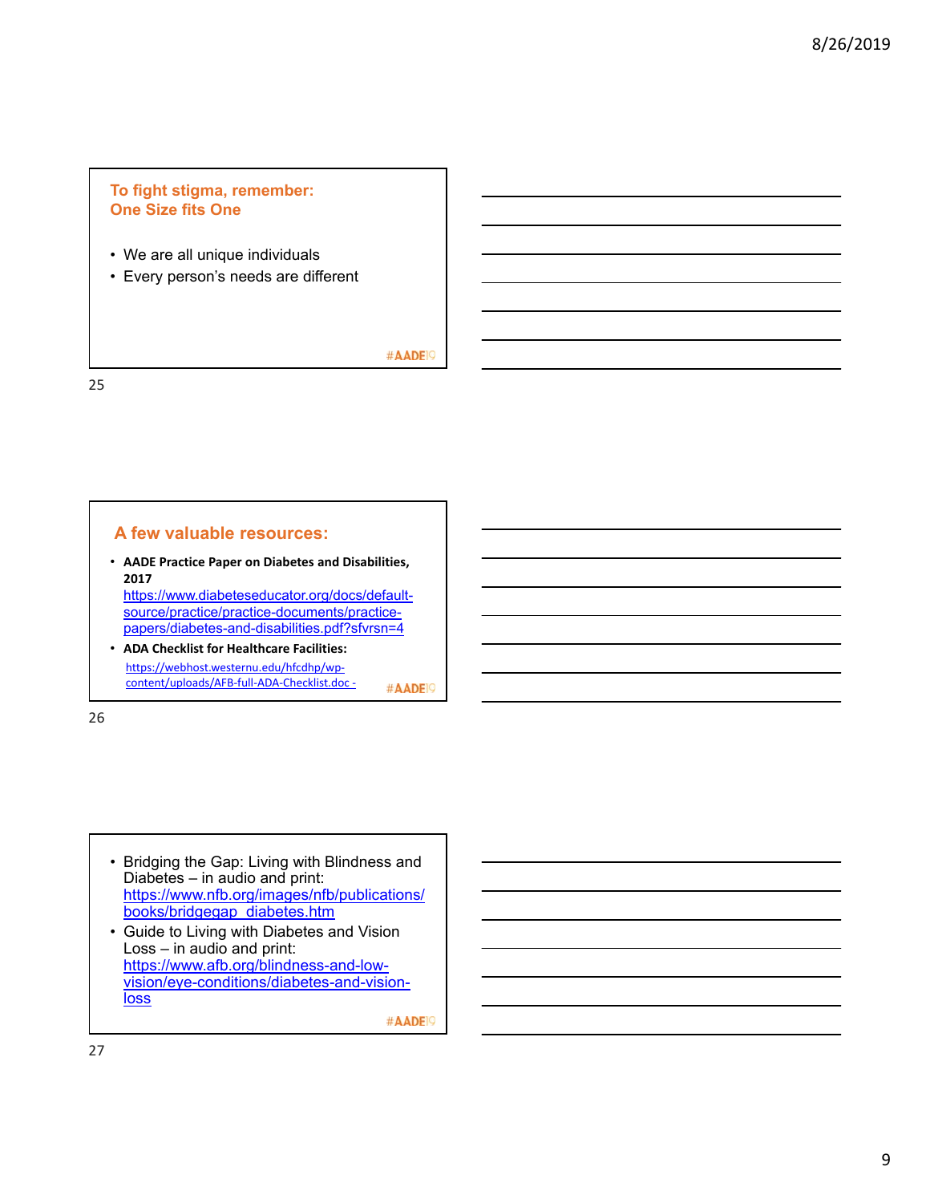## To fight stigma, remember: One Size fits One

- We are all unique individuals
- Every person's needs are different

#AADE19

## A few valuable resources:

- **AADE Practice Paper on Diabetes and Disabilities, 2017** https://www.diabeteseducator.org/docs/default-source/practice/practice-documents/practice-papers/diabetes-and-disabilities.pdf?sfvrsn=4
- **ADA Checklist for Healthcare Facilities:** https://webhost.westernu.edu/hfcdhp/wp-content/uploads/AFB-full-ADA-Checklist.doc -

#AADE19

- Bridging the Gap: Living with Blindness and Diabetes – in audio and print: https://www.nfb.org/images/nfb/publications/books/bridgegap_diabetes.htm
- Guide to Living with Diabetes and Vision Loss – in audio and print: https://www.afb.org/blindness-and-low-vision/eye-conditions/diabetes-and-vision-loss

#AADE19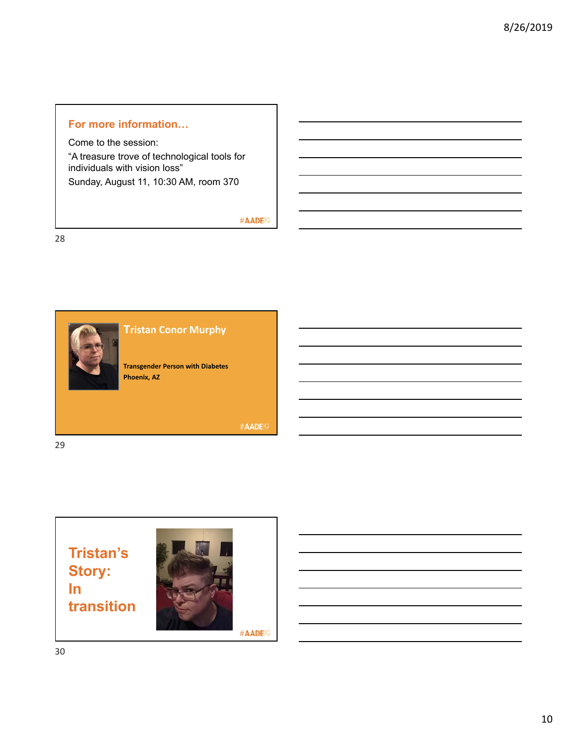## For more information…

Come to the session:

“A treasure trove of technological tools for individuals with vision loss”

Sunday, August 11, 10:30 AM, room 370

#AADE19

## Tristan Conor Murphy

**Transgender Person with Diabetes**

**Phoenix, AZ**

#AADE19

## Tristan’s Story: In transition

#AADE19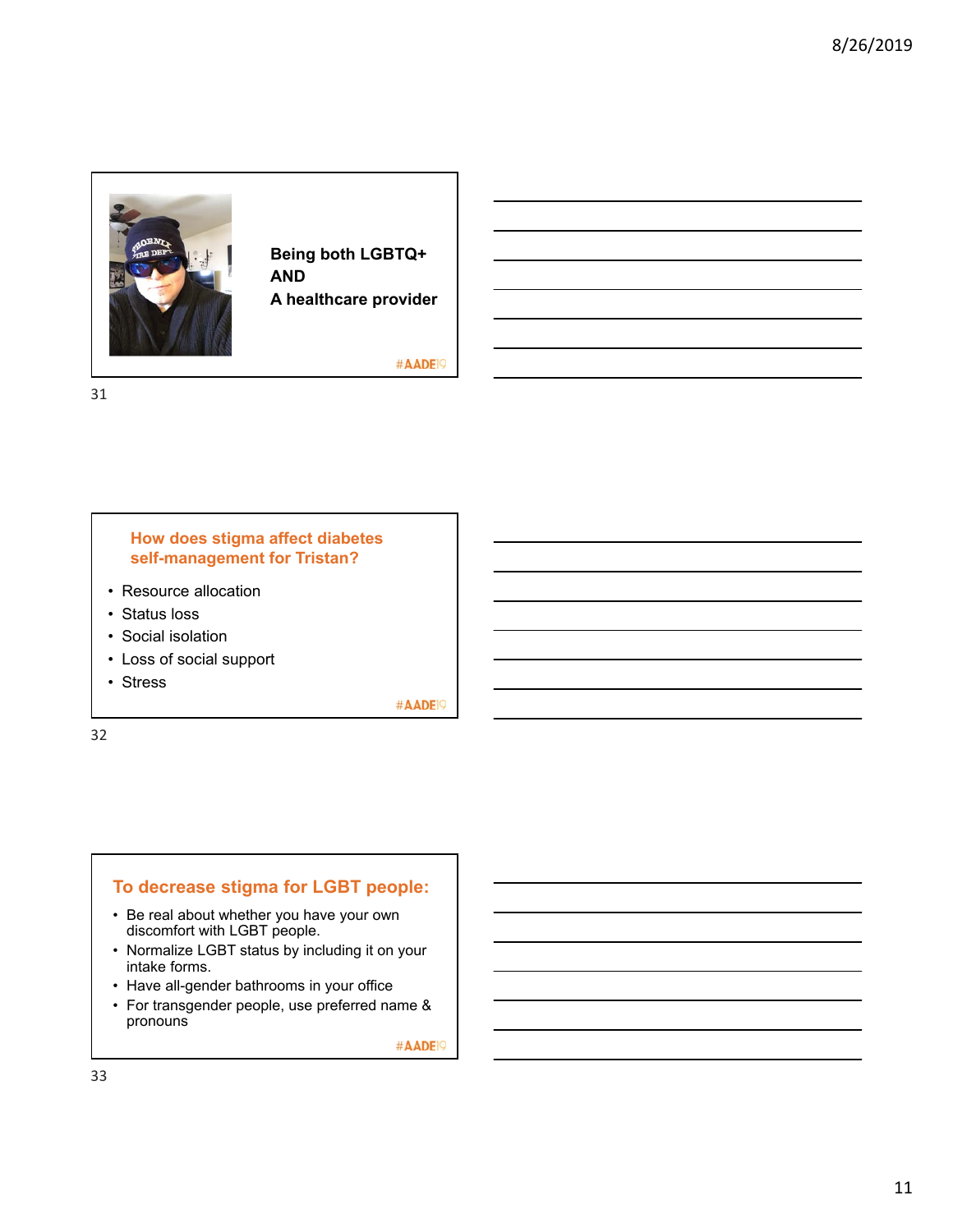## Being both LGBTQ+ AND A healthcare provider

#AADE19

## How does stigma affect diabetes self-management for Tristan?

- Resource allocation
- Status loss
- Social isolation
- Loss of social support
- Stress

#AADE19

## To decrease stigma for LGBT people:

- Be real about whether you have your own discomfort with LGBT people.
- Normalize LGBT status by including it on your intake forms.
- Have all-gender bathrooms in your office
- For transgender people, use preferred name & pronouns

#AADE19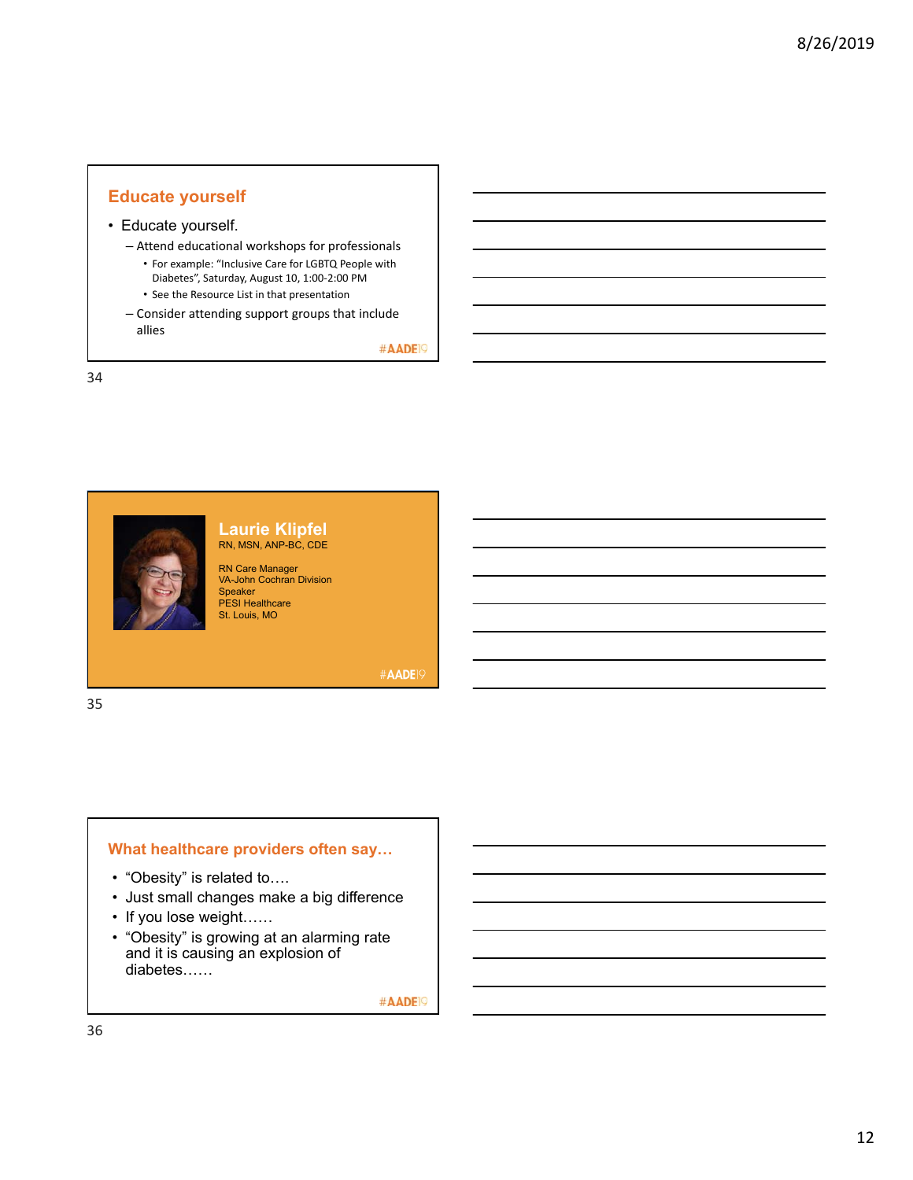## Educate yourself

- Educate yourself.
  - Attend educational workshops for professionals
    - For example: "Inclusive Care for LGBTQ People with Diabetes", Saturday, August 10, 1:00-2:00 PM
    - See the Resource List in that presentation
  - Consider attending support groups that include allies

#AADE19

## Laurie Klipfel

RN, MSN, ANP-BC, CDE

RN Care Manager
VA-John Cochran Division
Speaker
PESI Healthcare
St. Louis, MO

#AADE19

## What healthcare providers often say…

- "Obesity" is related to….
- Just small changes make a big difference
- If you lose weight……
- "Obesity" is growing at an alarming rate and it is causing an explosion of diabetes……

#AADE19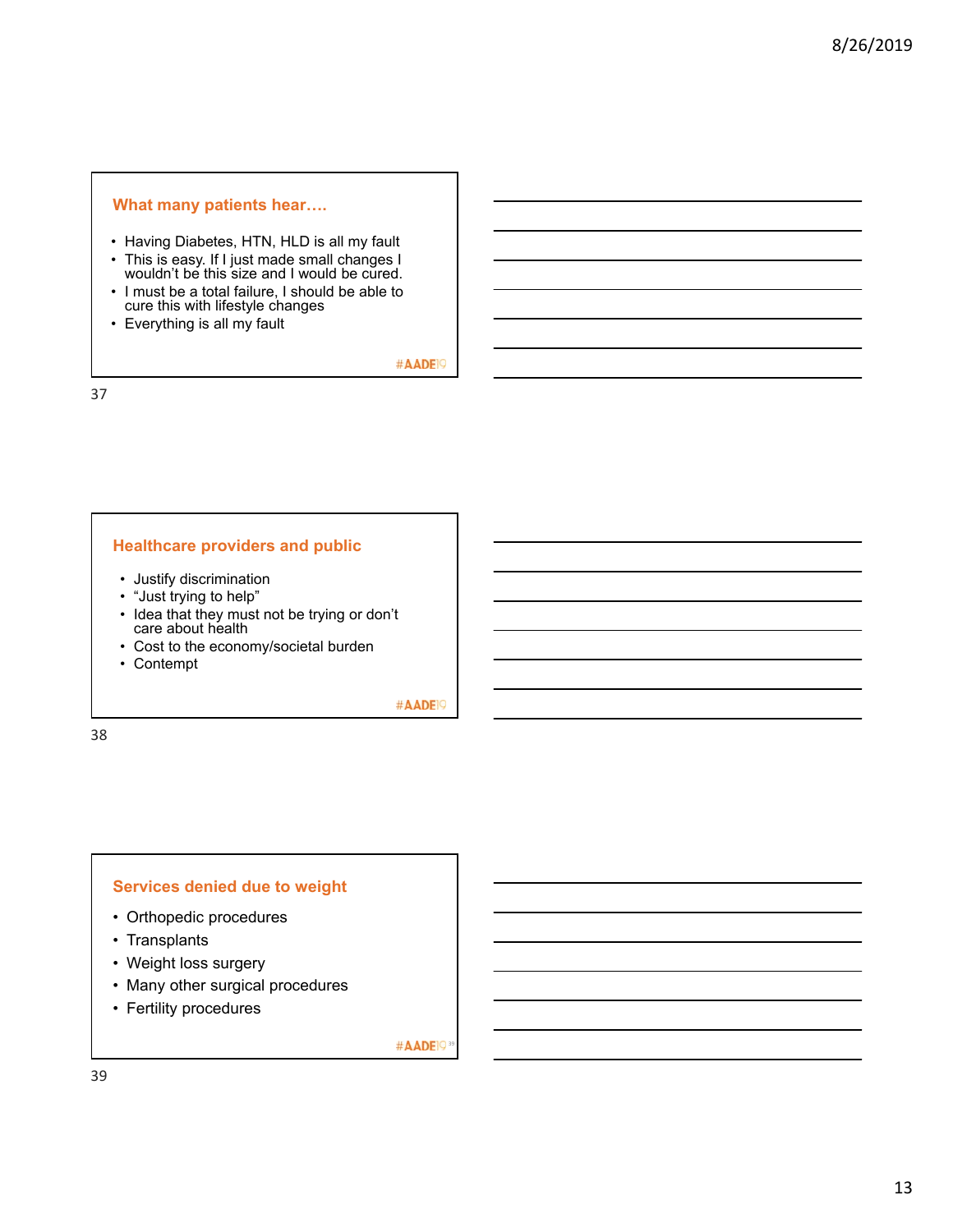## What many patients hear….

- Having Diabetes, HTN, HLD is all my fault
- This is easy. If I just made small changes I wouldn't be this size and I would be cured.
- I must be a total failure, I should be able to cure this with lifestyle changes
- Everything is all my fault

#AADE19

## Healthcare providers and public

- Justify discrimination
- "Just trying to help"
- Idea that they must not be trying or don't care about health
- Cost to the economy/societal burden
- Contempt

#AADE19

## Services denied due to weight

- Orthopedic procedures
- Transplants
- Weight loss surgery
- Many other surgical procedures
- Fertility procedures

#AADE19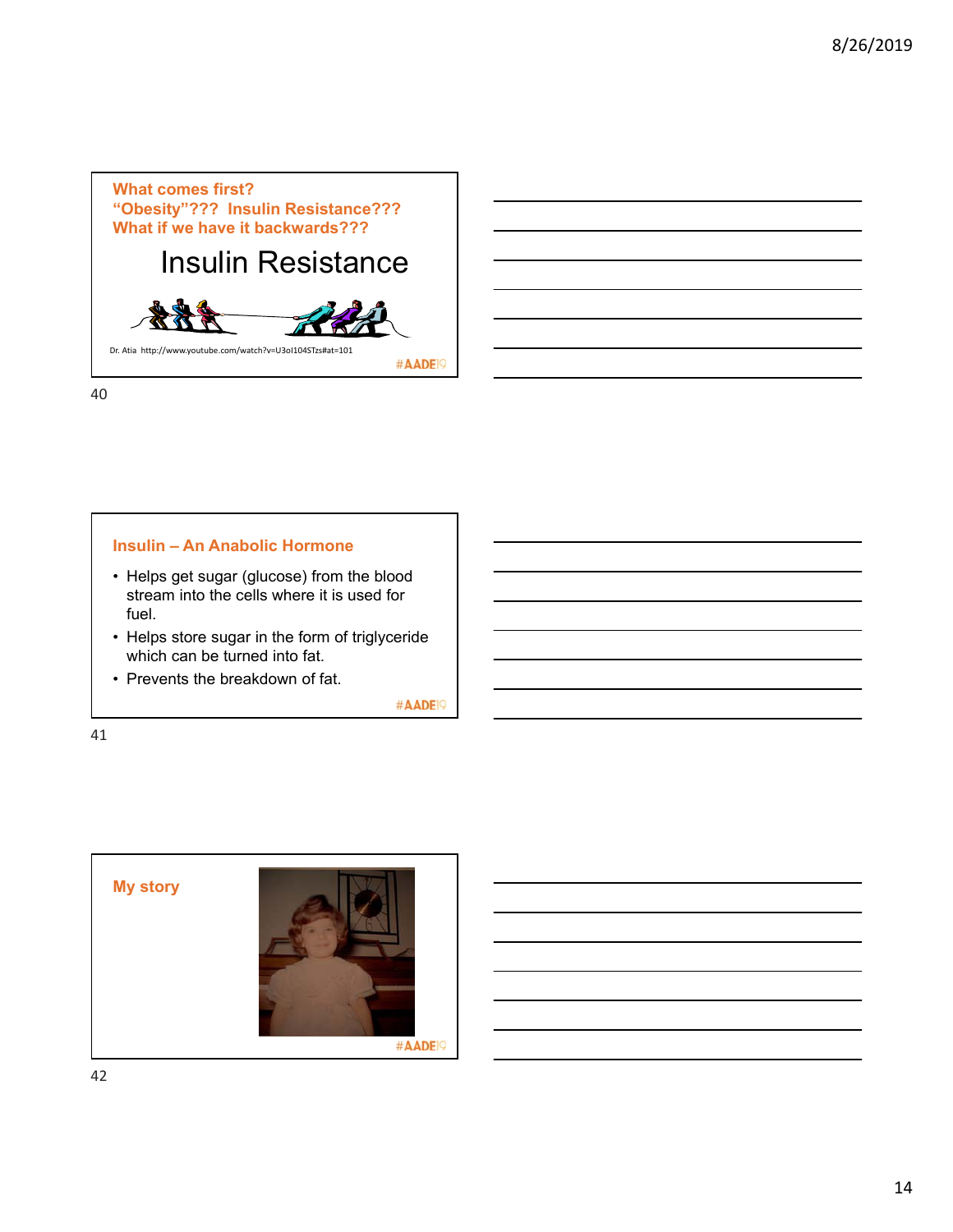## What comes first? "Obesity"??? Insulin Resistance??? What if we have it backwards???

# Insulin Resistance

Dr. Atia http://www.youtube.com/watch?v=U3ol104STzs#at=101

#AADE19

## Insulin – An Anabolic Hormone

- Helps get sugar (glucose) from the blood stream into the cells where it is used for fuel.
- Helps store sugar in the form of triglyceride which can be turned into fat.
- Prevents the breakdown of fat.

#AADE19

## My story

#AADE19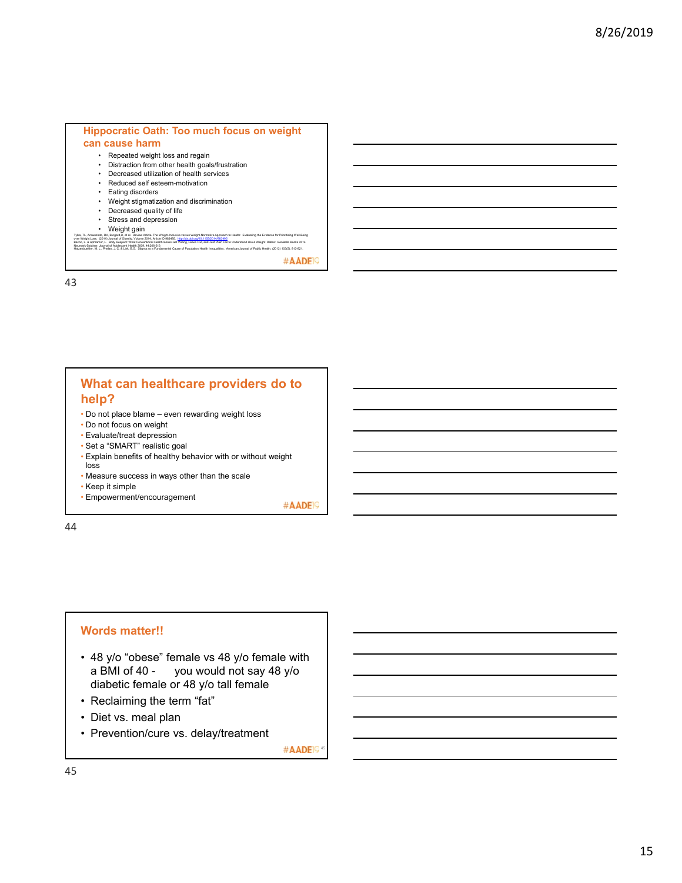## Hippocratic Oath: Too much focus on weight can cause harm

- Repeated weight loss and regain
- Distraction from other health goals/frustration
- Decreased utilization of health services
- Reduced self esteem-motivation
- Eating disorders
- Weight stigmatization and discrimination
- Decreased quality of life
- Stress and depression
- Weight gain

Tylka, TL, Annunziato, RA, Burgard,D, et al. Review Article: The Weight-Inclusive versus Weight-Normative Approach to Health: Evaluating the Evidence for Prioritizing Well-Being over Weight Loss. (2014) Journal of Obesity. Volume 2014, Article ID 983495, http://dx.doi.org/10.1155/2014/983495
Bacon, L. & Aphramor, L. Body Respect: What Conventional Health Books Get Wrong, Leave Out, and Just Plain Fail to Understand about Weight. Dallas: BenBella Books 2014
Neumark-Sztainer, Journal of Adolescent Health 2009, 44:206-213
Hatzenbuehler, M. L., Phelan, J. C. & Link, B.G. Stigma as a Fundamental Cause of Population Health Inequalities. American Journal of Public Health. (2013) 103(5), 813-821.

#AADE19

43

## What can healthcare providers do to help?

- Do not place blame – even rewarding weight loss
- Do not focus on weight
- Evaluate/treat depression
- Set a "SMART" realistic goal
- Explain benefits of healthy behavior with or without weight loss
- Measure success in ways other than the scale
- Keep it simple
- Empowerment/encouragement

#AADE19

44

## Words matter!!

- 48 y/o "obese" female vs 48 y/o female with a BMI of 40 - you would not say 48 y/o diabetic female or 48 y/o tall female
- Reclaiming the term "fat"
- Diet vs. meal plan
- Prevention/cure vs. delay/treatment

#AADE19

45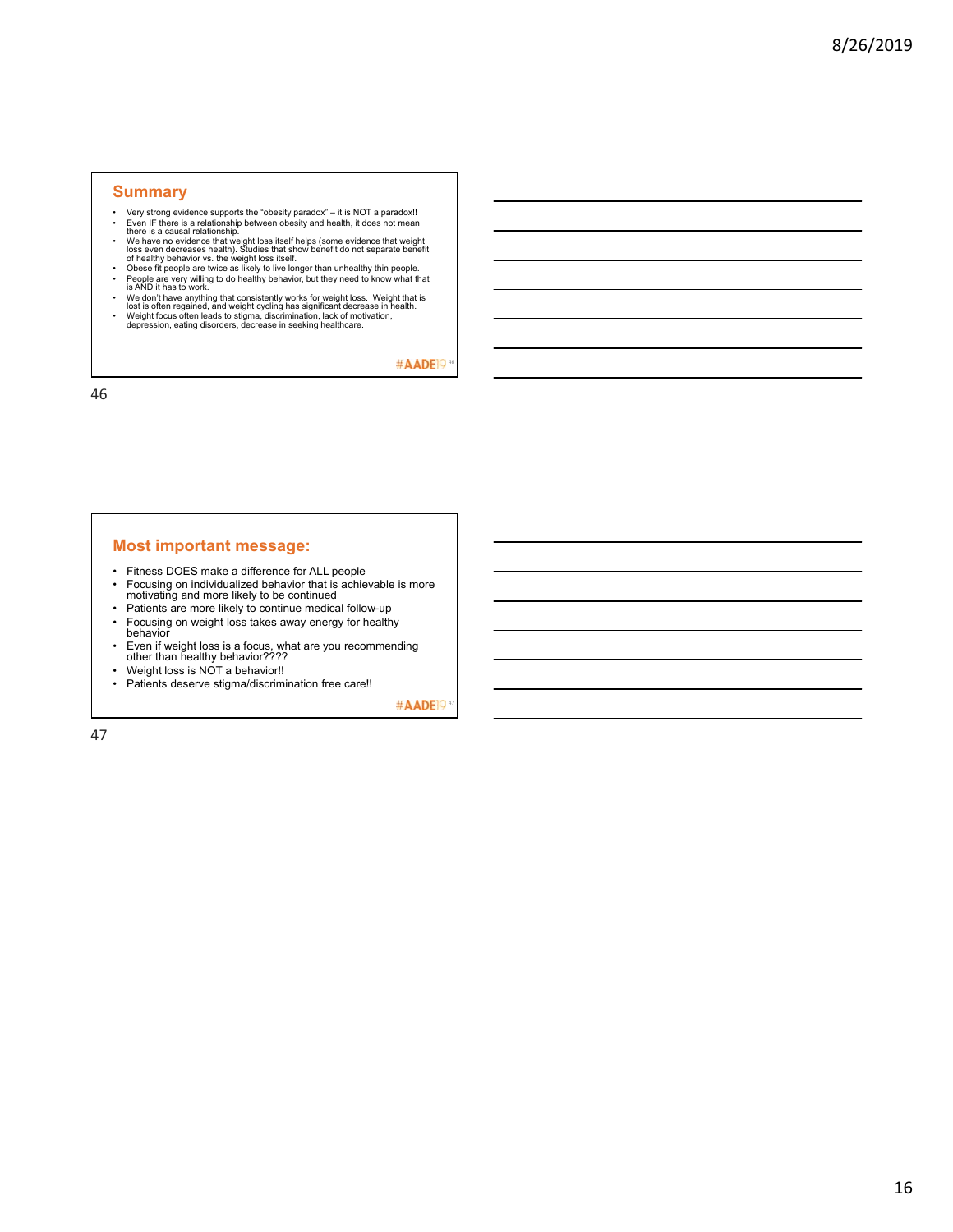## Summary

- Very strong evidence supports the "obesity paradox" – it is NOT a paradox!!
- Even IF there is a relationship between obesity and health, it does not mean there is a causal relationship.
- We have no evidence that weight loss itself helps (some evidence that weight loss even decreases health). Studies that show benefit do not separate benefit of healthy behavior vs. the weight loss itself.
- Obese fit people are twice as likely to live longer than unhealthy thin people.
- People are very willing to do healthy behavior, but they need to know what that is AND it has to work.
- We don't have anything that consistently works for weight loss. Weight that is lost is often regained, and weight cycling has significant decrease in health.
- Weight focus often leads to stigma, discrimination, lack of motivation, depression, eating disorders, decrease in seeking healthcare.

#AADE19

## Most important message:

- Fitness DOES make a difference for ALL people
- Focusing on individualized behavior that is achievable is more motivating and more likely to be continued
- Patients are more likely to continue medical follow-up
- Focusing on weight loss takes away energy for healthy behavior
- Even if weight loss is a focus, what are you recommending other than healthy behavior????
- Weight loss is NOT a behavior!!
- Patients deserve stigma/discrimination free care!!

#AADE19